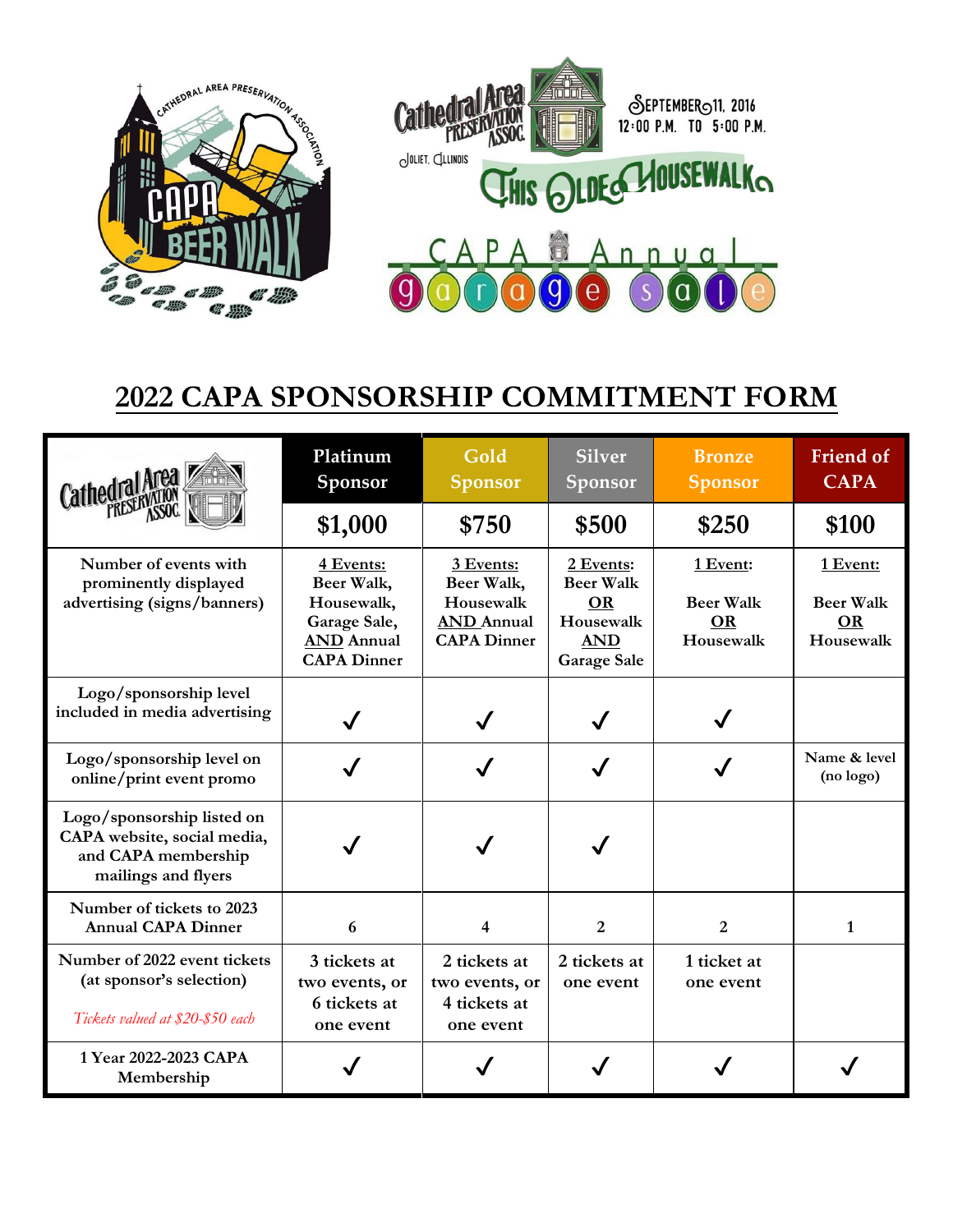# 2022 CAPA SPONSORSHIP COMMITMENT FORM

| Cathedral Area Preservation Assoc. | Platinum Sponsor | Gold Sponsor | Silver Sponsor | Bronze Sponsor | Friend of CAPA |
|---|---|---|---|---|---|
| | **$1,000** | **$750** | **$500** | **$250** | **$100** |
| Number of events with prominently displayed advertising (signs/banners) | 4 Events: Beer Walk, Housewalk, Garage Sale, AND Annual CAPA Dinner | 3 Events: Beer Walk, Housewalk AND Annual CAPA Dinner | 2 Events: Beer Walk OR Housewalk AND Garage Sale | 1 Event: Beer Walk OR Housewalk | 1 Event: Beer Walk OR Housewalk |
| Logo/sponsorship level included in media advertising | ✓ | ✓ | ✓ | ✓ | |
| Logo/sponsorship level on online/print event promo | ✓ | ✓ | ✓ | ✓ | Name & level (no logo) |
| Logo/sponsorship listed on CAPA website, social media, and CAPA membership mailings and flyers | ✓ | ✓ | ✓ | | |
| Number of tickets to 2023 Annual CAPA Dinner | 6 | 4 | 2 | 2 | 1 |
| Number of 2022 event tickets (at sponsor's selection) *Tickets valued at $20-$50 each* | 3 tickets at two events, or 6 tickets at one event | 2 tickets at two events, or 4 tickets at one event | 2 tickets at one event | 1 ticket at one event | |
| 1 Year 2022-2023 CAPA Membership | ✓ | ✓ | ✓ | ✓ | ✓ |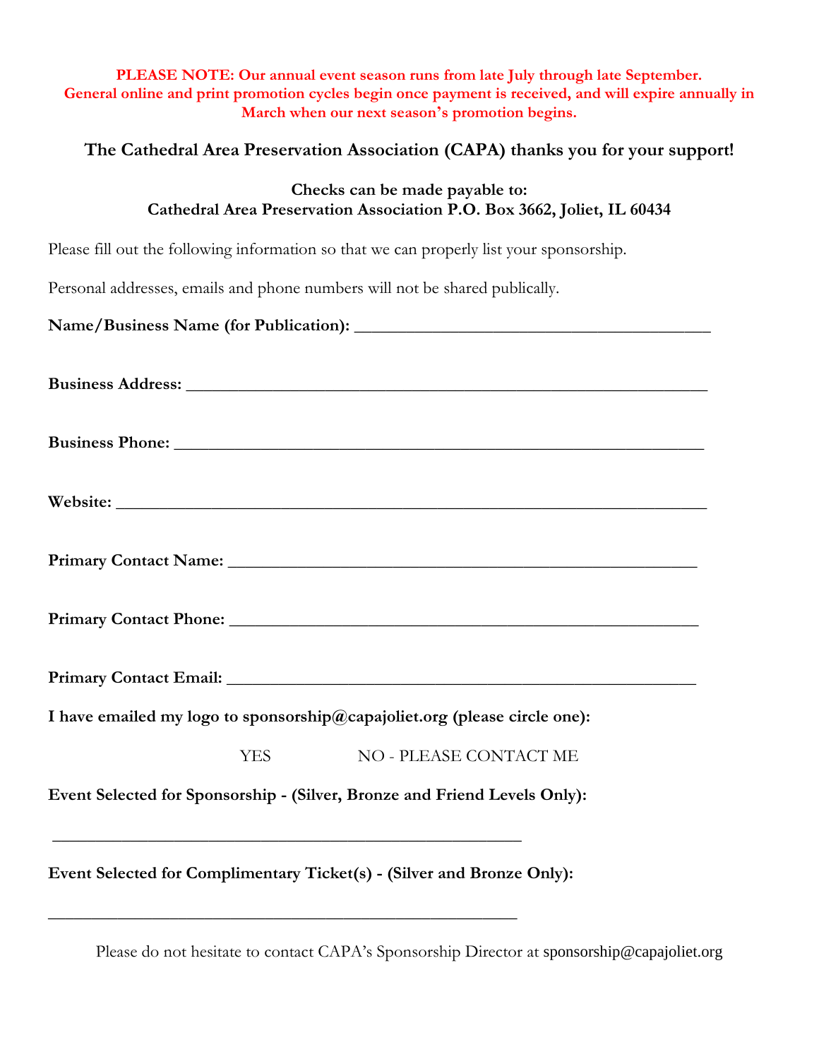**PLEASE NOTE: Our annual event season runs from late July through late September. General online and print promotion cycles begin once payment is received, and will expire annually in March when our next season's promotion begins.**

**The Cathedral Area Preservation Association (CAPA) thanks you for your support!**

**Checks can be made payable to:**
**Cathedral Area Preservation Association P.O. Box 3662, Joliet, IL 60434**

Please fill out the following information so that we can properly list your sponsorship.

Personal addresses, emails and phone numbers will not be shared publically.

**Name/Business Name (for Publication):** ________________________________________

**Business Address:** ____________________________________________________________

**Business Phone:** _____________________________________________________________

**Website:** ____________________________________________________________________

**Primary Contact Name:** ________________________________________________________

**Primary Contact Phone:** _______________________________________________________

**Primary Contact Email:** ________________________________________________________

**I have emailed my logo to sponsorship@capajoliet.org (please circle one):**

YES NO - PLEASE CONTACT ME

**Event Selected for Sponsorship - (Silver, Bronze and Friend Levels Only):**

______________________________________________________

**Event Selected for Complimentary Ticket(s) - (Silver and Bronze Only):**

______________________________________________________

Please do not hesitate to contact CAPA's Sponsorship Director at sponsorship@capajoliet.org